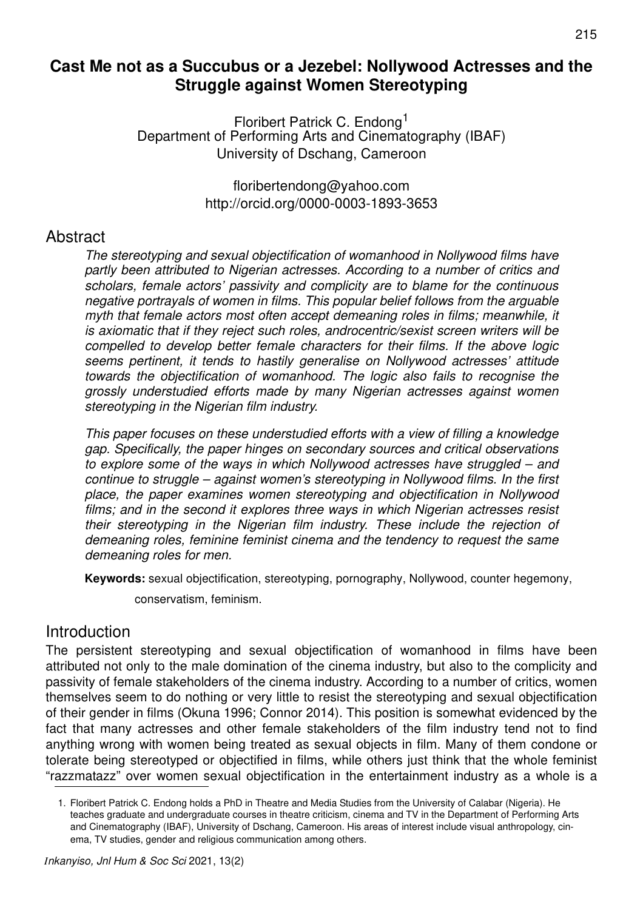# Cast Me not as a Succubus or a Jezebel: Nollywood Actresses and the Struggle against Women Stereotyping

Floribert Patrick C. Endong[1]
Department of Performing Arts and Cinematography (IBAF)
University of Dschang, Cameroon

floribertendong@yahoo.com
http://orcid.org/0000-0003-1893-3653

## Abstract

*The stereotyping and sexual objectification of womanhood in Nollywood films have partly been attributed to Nigerian actresses. According to a number of critics and scholars, female actors' passivity and complicity are to blame for the continuous negative portrayals of women in films. This popular belief follows from the arguable myth that female actors most often accept demeaning roles in films; meanwhile, it is axiomatic that if they reject such roles, androcentric/sexist screen writers will be compelled to develop better female characters for their films. If the above logic seems pertinent, it tends to hastily generalise on Nollywood actresses' attitude towards the objectification of womanhood. The logic also fails to recognise the grossly understudied efforts made by many Nigerian actresses against women stereotyping in the Nigerian film industry.*

*This paper focuses on these understudied efforts with a view of filling a knowledge gap. Specifically, the paper hinges on secondary sources and critical observations to explore some of the ways in which Nollywood actresses have struggled – and continue to struggle – against women's stereotyping in Nollywood films. In the first place, the paper examines women stereotyping and objectification in Nollywood films; and in the second it explores three ways in which Nigerian actresses resist their stereotyping in the Nigerian film industry. These include the rejection of demeaning roles, feminine feminist cinema and the tendency to request the same demeaning roles for men.*

**Keywords:** sexual objectification, stereotyping, pornography, Nollywood, counter hegemony, conservatism, feminism.

## Introduction

The persistent stereotyping and sexual objectification of womanhood in films have been attributed not only to the male domination of the cinema industry, but also to the complicity and passivity of female stakeholders of the cinema industry. According to a number of critics, women themselves seem to do nothing or very little to resist the stereotyping and sexual objectification of their gender in films (Okuna 1996; Connor 2014). This position is somewhat evidenced by the fact that many actresses and other female stakeholders of the film industry tend not to find anything wrong with women being treated as sexual objects in film. Many of them condone or tolerate being stereotyped or objectified in films, while others just think that the whole feminist "razzmatazz" over women sexual objectification in the entertainment industry as a whole is a

1. Floribert Patrick C. Endong holds a PhD in Theatre and Media Studies from the University of Calabar (Nigeria). He teaches graduate and undergraduate courses in theatre criticism, cinema and TV in the Department of Performing Arts and Cinematography (IBAF), University of Dschang, Cameroon. His areas of interest include visual anthropology, cinema, TV studies, gender and religious communication among others.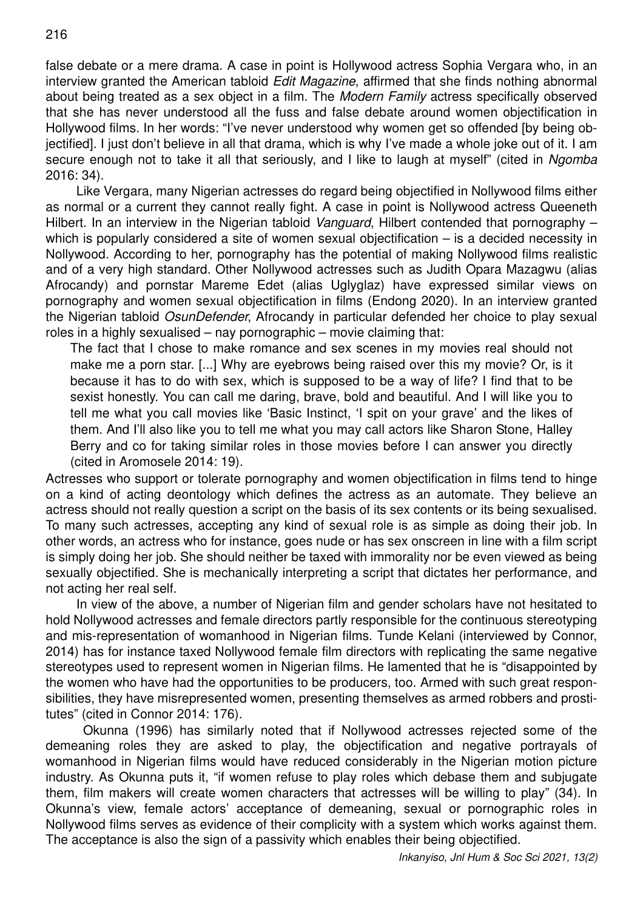false debate or a mere drama. A case in point is Hollywood actress Sophia Vergara who, in an interview granted the American tabloid *Edit Magazine*, affirmed that she finds nothing abnormal about being treated as a sex object in a film. The *Modern Family* actress specifically observed that she has never understood all the fuss and false debate around women objectification in Hollywood films. In her words: "I've never understood why women get so offended [by being objectified]. I just don't believe in all that drama, which is why I've made a whole joke out of it. I am secure enough not to take it all that seriously, and I like to laugh at myself" (cited in *Ngomba* 2016: 34).

Like Vergara, many Nigerian actresses do regard being objectified in Nollywood films either as normal or a current they cannot really fight. A case in point is Nollywood actress Queeneth Hilbert. In an interview in the Nigerian tabloid *Vanguard*, Hilbert contended that pornography – which is popularly considered a site of women sexual objectification – is a decided necessity in Nollywood. According to her, pornography has the potential of making Nollywood films realistic and of a very high standard. Other Nollywood actresses such as Judith Opara Mazagwu (alias Afrocandy) and pornstar Mareme Edet (alias Uglyglaz) have expressed similar views on pornography and women sexual objectification in films (Endong 2020). In an interview granted the Nigerian tabloid *OsunDefender*, Afrocandy in particular defended her choice to play sexual roles in a highly sexualised – nay pornographic – movie claiming that:

> The fact that I chose to make romance and sex scenes in my movies real should not make me a porn star. [...] Why are eyebrows being raised over this my movie? Or, is it because it has to do with sex, which is supposed to be a way of life? I find that to be sexist honestly. You can call me daring, brave, bold and beautiful. And I will like you to tell me what you call movies like 'Basic Instinct, 'I spit on your grave' and the likes of them. And I'll also like you to tell me what you may call actors like Sharon Stone, Halley Berry and co for taking similar roles in those movies before I can answer you directly (cited in Aromosele 2014: 19).

Actresses who support or tolerate pornography and women objectification in films tend to hinge on a kind of acting deontology which defines the actress as an automate. They believe an actress should not really question a script on the basis of its sex contents or its being sexualised. To many such actresses, accepting any kind of sexual role is as simple as doing their job. In other words, an actress who for instance, goes nude or has sex onscreen in line with a film script is simply doing her job. She should neither be taxed with immorality nor be even viewed as being sexually objectified. She is mechanically interpreting a script that dictates her performance, and not acting her real self.

In view of the above, a number of Nigerian film and gender scholars have not hesitated to hold Nollywood actresses and female directors partly responsible for the continuous stereotyping and mis-representation of womanhood in Nigerian films. Tunde Kelani (interviewed by Connor, 2014) has for instance taxed Nollywood female film directors with replicating the same negative stereotypes used to represent women in Nigerian films. He lamented that he is "disappointed by the women who have had the opportunities to be producers, too. Armed with such great responsibilities, they have misrepresented women, presenting themselves as armed robbers and prostitutes" (cited in Connor 2014: 176).

Okunna (1996) has similarly noted that if Nollywood actresses rejected some of the demeaning roles they are asked to play, the objectification and negative portrayals of womanhood in Nigerian films would have reduced considerably in the Nigerian motion picture industry. As Okunna puts it, "if women refuse to play roles which debase them and subjugate them, film makers will create women characters that actresses will be willing to play" (34). In Okunna's view, female actors' acceptance of demeaning, sexual or pornographic roles in Nollywood films serves as evidence of their complicity with a system which works against them. The acceptance is also the sign of a passivity which enables their being objectified.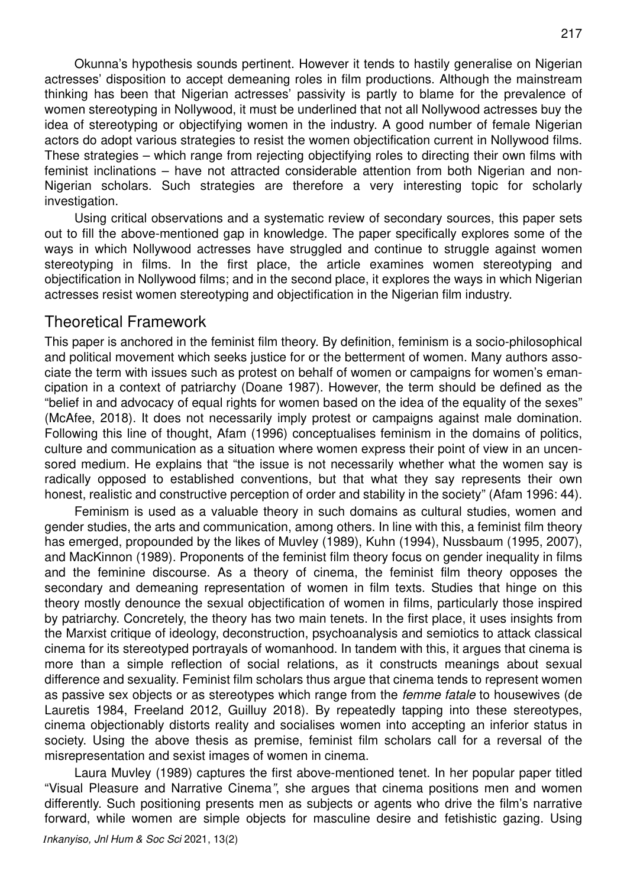Okunna's hypothesis sounds pertinent. However it tends to hastily generalise on Nigerian actresses' disposition to accept demeaning roles in film productions. Although the mainstream thinking has been that Nigerian actresses' passivity is partly to blame for the prevalence of women stereotyping in Nollywood, it must be underlined that not all Nollywood actresses buy the idea of stereotyping or objectifying women in the industry. A good number of female Nigerian actors do adopt various strategies to resist the women objectification current in Nollywood films. These strategies – which range from rejecting objectifying roles to directing their own films with feminist inclinations – have not attracted considerable attention from both Nigerian and non-Nigerian scholars. Such strategies are therefore a very interesting topic for scholarly investigation.

Using critical observations and a systematic review of secondary sources, this paper sets out to fill the above-mentioned gap in knowledge. The paper specifically explores some of the ways in which Nollywood actresses have struggled and continue to struggle against women stereotyping in films. In the first place, the article examines women stereotyping and objectification in Nollywood films; and in the second place, it explores the ways in which Nigerian actresses resist women stereotyping and objectification in the Nigerian film industry.

## Theoretical Framework

This paper is anchored in the feminist film theory. By definition, feminism is a socio-philosophical and political movement which seeks justice for or the betterment of women. Many authors associate the term with issues such as protest on behalf of women or campaigns for women's emancipation in a context of patriarchy (Doane 1987). However, the term should be defined as the "belief in and advocacy of equal rights for women based on the idea of the equality of the sexes" (McAfee, 2018). It does not necessarily imply protest or campaigns against male domination. Following this line of thought, Afam (1996) conceptualises feminism in the domains of politics, culture and communication as a situation where women express their point of view in an uncensored medium. He explains that "the issue is not necessarily whether what the women say is radically opposed to established conventions, but that what they say represents their own honest, realistic and constructive perception of order and stability in the society" (Afam 1996: 44).

Feminism is used as a valuable theory in such domains as cultural studies, women and gender studies, the arts and communication, among others. In line with this, a feminist film theory has emerged, propounded by the likes of Muvley (1989), Kuhn (1994), Nussbaum (1995, 2007), and MacKinnon (1989). Proponents of the feminist film theory focus on gender inequality in films and the feminine discourse. As a theory of cinema, the feminist film theory opposes the secondary and demeaning representation of women in film texts. Studies that hinge on this theory mostly denounce the sexual objectification of women in films, particularly those inspired by patriarchy. Concretely, the theory has two main tenets. In the first place, it uses insights from the Marxist critique of ideology, deconstruction, psychoanalysis and semiotics to attack classical cinema for its stereotyped portrayals of womanhood. In tandem with this, it argues that cinema is more than a simple reflection of social relations, as it constructs meanings about sexual difference and sexuality. Feminist film scholars thus argue that cinema tends to represent women as passive sex objects or as stereotypes which range from the *femme fatale* to housewives (de Lauretis 1984, Freeland 2012, Guilluy 2018). By repeatedly tapping into these stereotypes, cinema objectionably distorts reality and socialises women into accepting an inferior status in society. Using the above thesis as premise, feminist film scholars call for a reversal of the misrepresentation and sexist images of women in cinema.

Laura Muvley (1989) captures the first above-mentioned tenet. In her popular paper titled "Visual Pleasure and Narrative Cinema", she argues that cinema positions men and women differently. Such positioning presents men as subjects or agents who drive the film's narrative forward, while women are simple objects for masculine desire and fetishistic gazing. Using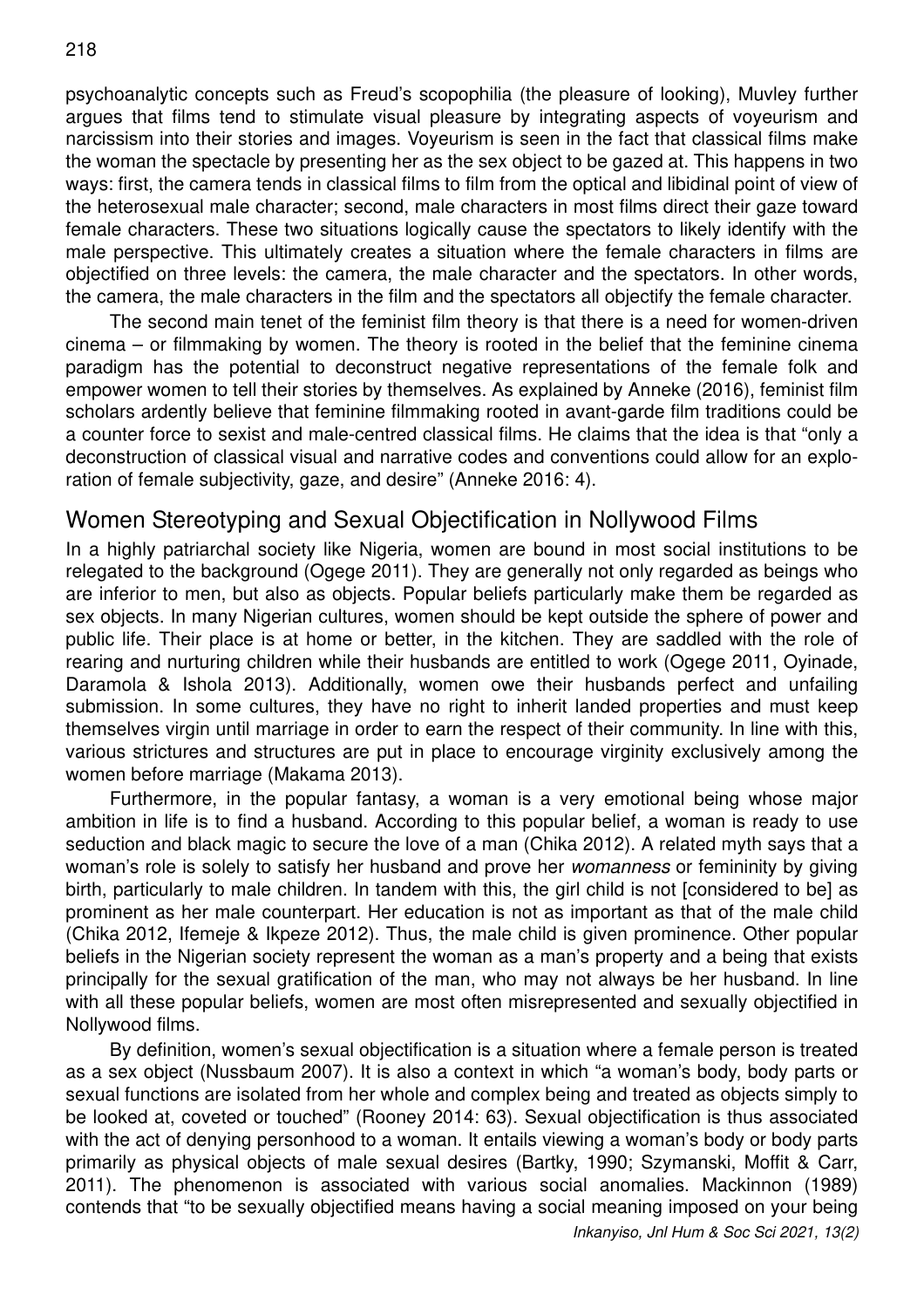psychoanalytic concepts such as Freud's scopophilia (the pleasure of looking), Muvley further argues that films tend to stimulate visual pleasure by integrating aspects of voyeurism and narcissism into their stories and images. Voyeurism is seen in the fact that classical films make the woman the spectacle by presenting her as the sex object to be gazed at. This happens in two ways: first, the camera tends in classical films to film from the optical and libidinal point of view of the heterosexual male character; second, male characters in most films direct their gaze toward female characters. These two situations logically cause the spectators to likely identify with the male perspective. This ultimately creates a situation where the female characters in films are objectified on three levels: the camera, the male character and the spectators. In other words, the camera, the male characters in the film and the spectators all objectify the female character.

The second main tenet of the feminist film theory is that there is a need for women-driven cinema – or filmmaking by women. The theory is rooted in the belief that the feminine cinema paradigm has the potential to deconstruct negative representations of the female folk and empower women to tell their stories by themselves. As explained by Anneke (2016), feminist film scholars ardently believe that feminine filmmaking rooted in avant-garde film traditions could be a counter force to sexist and male-centred classical films. He claims that the idea is that "only a deconstruction of classical visual and narrative codes and conventions could allow for an exploration of female subjectivity, gaze, and desire" (Anneke 2016: 4).

## Women Stereotyping and Sexual Objectification in Nollywood Films

In a highly patriarchal society like Nigeria, women are bound in most social institutions to be relegated to the background (Ogege 2011). They are generally not only regarded as beings who are inferior to men, but also as objects. Popular beliefs particularly make them be regarded as sex objects. In many Nigerian cultures, women should be kept outside the sphere of power and public life. Their place is at home or better, in the kitchen. They are saddled with the role of rearing and nurturing children while their husbands are entitled to work (Ogege 2011, Oyinade, Daramola & Ishola 2013). Additionally, women owe their husbands perfect and unfailing submission. In some cultures, they have no right to inherit landed properties and must keep themselves virgin until marriage in order to earn the respect of their community. In line with this, various strictures and structures are put in place to encourage virginity exclusively among the women before marriage (Makama 2013).

Furthermore, in the popular fantasy, a woman is a very emotional being whose major ambition in life is to find a husband. According to this popular belief, a woman is ready to use seduction and black magic to secure the love of a man (Chika 2012). A related myth says that a woman's role is solely to satisfy her husband and prove her *womanness* or femininity by giving birth, particularly to male children. In tandem with this, the girl child is not [considered to be] as prominent as her male counterpart. Her education is not as important as that of the male child (Chika 2012, Ifemeje & Ikpeze 2012). Thus, the male child is given prominence. Other popular beliefs in the Nigerian society represent the woman as a man's property and a being that exists principally for the sexual gratification of the man, who may not always be her husband. In line with all these popular beliefs, women are most often misrepresented and sexually objectified in Nollywood films.

By definition, women's sexual objectification is a situation where a female person is treated as a sex object (Nussbaum 2007). It is also a context in which "a woman's body, body parts or sexual functions are isolated from her whole and complex being and treated as objects simply to be looked at, coveted or touched" (Rooney 2014: 63). Sexual objectification is thus associated with the act of denying personhood to a woman. It entails viewing a woman's body or body parts primarily as physical objects of male sexual desires (Bartky, 1990; Szymanski, Moffit & Carr, 2011). The phenomenon is associated with various social anomalies. Mackinnon (1989) contends that "to be sexually objectified means having a social meaning imposed on your being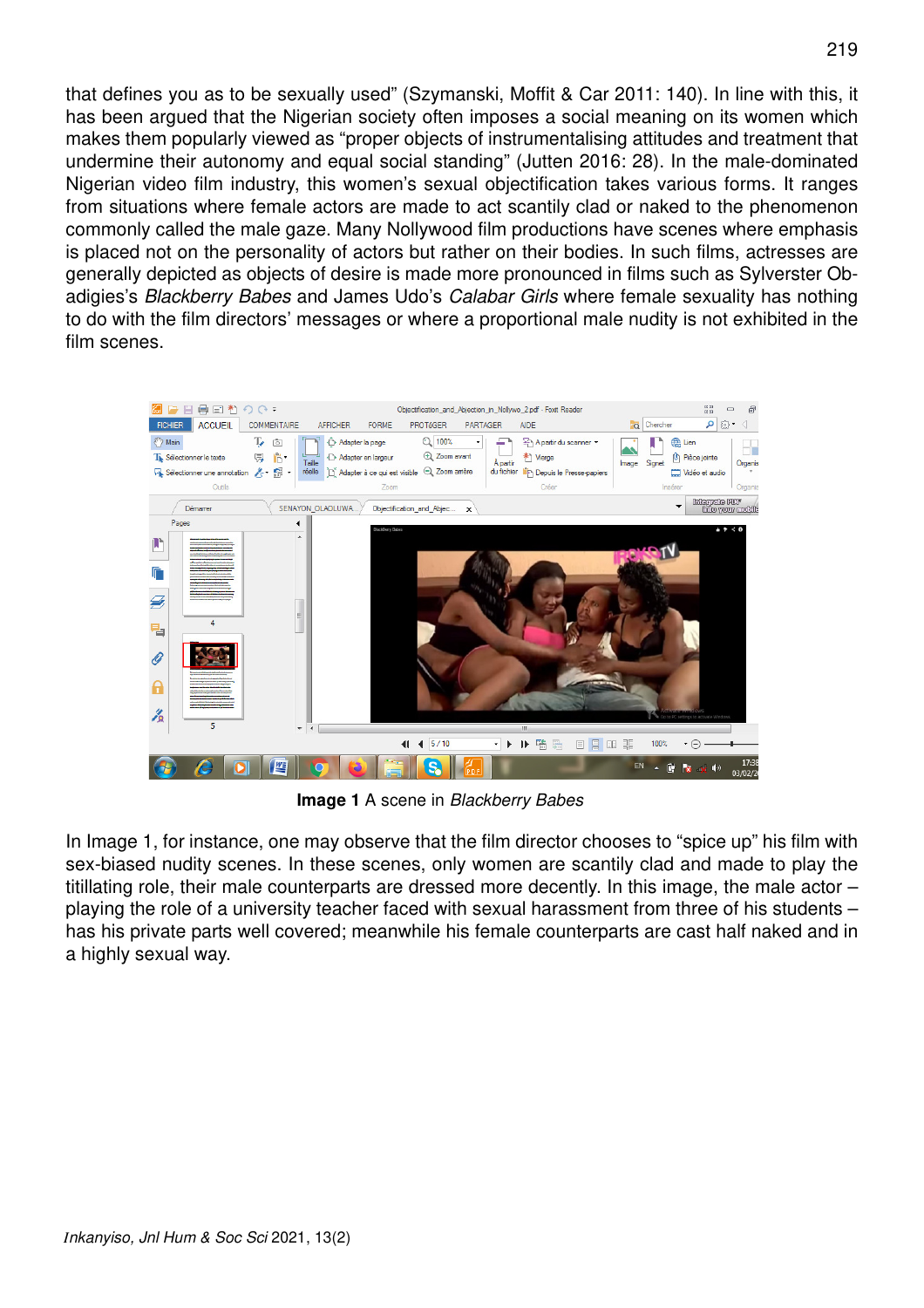that defines you as to be sexually used" (Szymanski, Moffit & Car 2011: 140). In line with this, it has been argued that the Nigerian society often imposes a social meaning on its women which makes them popularly viewed as "proper objects of instrumentalising attitudes and treatment that undermine their autonomy and equal social standing" (Jutten 2016: 28). In the male-dominated Nigerian video film industry, this women's sexual objectification takes various forms. It ranges from situations where female actors are made to act scantily clad or naked to the phenomenon commonly called the male gaze. Many Nollywood film productions have scenes where emphasis is placed not on the personality of actors but rather on their bodies. In such films, actresses are generally depicted as objects of desire is made more pronounced in films such as Sylvester Obadigies's *Blackberry Babes* and James Udo's *Calabar Girls* where female sexuality has nothing to do with the film directors' messages or where a proportional male nudity is not exhibited in the film scenes.

**Image 1** A scene in *Blackberry Babes*

In Image 1, for instance, one may observe that the film director chooses to "spice up" his film with sex-biased nudity scenes. In these scenes, only women are scantily clad and made to play the titillating role, their male counterparts are dressed more decently. In this image, the male actor – playing the role of a university teacher faced with sexual harassment from three of his students – has his private parts well covered; meanwhile his female counterparts are cast half naked and in a highly sexual way.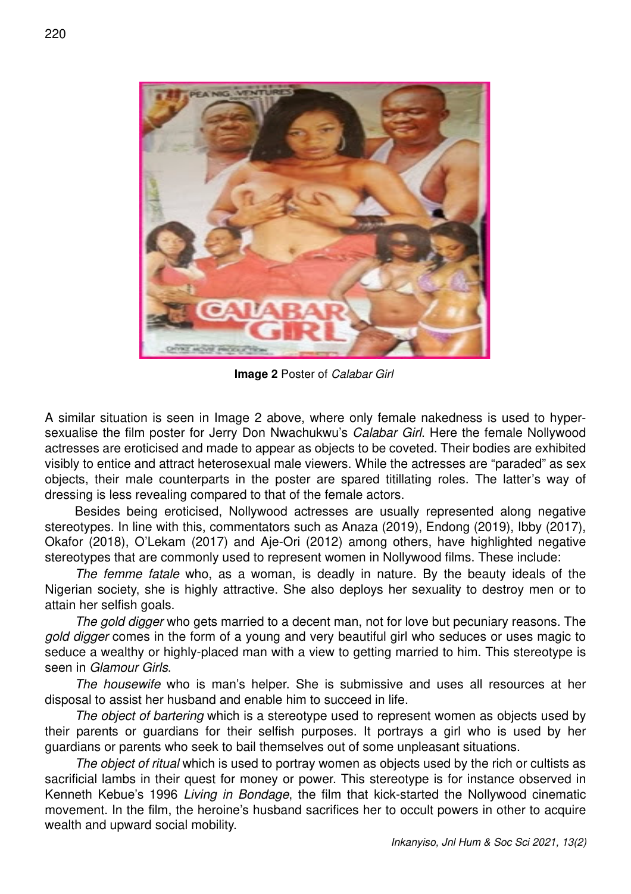**Image 2** Poster of *Calabar Girl*

A similar situation is seen in Image 2 above, where only female nakedness is used to hyper-sexualise the film poster for Jerry Don Nwachukwu's *Calabar Girl*. Here the female Nollywood actresses are eroticised and made to appear as objects to be coveted. Their bodies are exhibited visibly to entice and attract heterosexual male viewers. While the actresses are "paraded" as sex objects, their male counterparts in the poster are spared titillating roles. The latter's way of dressing is less revealing compared to that of the female actors.

Besides being eroticised, Nollywood actresses are usually represented along negative stereotypes. In line with this, commentators such as Anaza (2019), Endong (2019), Ibby (2017), Okafor (2018), O'Lekam (2017) and Aje-Ori (2012) among others, have highlighted negative stereotypes that are commonly used to represent women in Nollywood films. These include:

*The femme fatale* who, as a woman, is deadly in nature. By the beauty ideals of the Nigerian society, she is highly attractive. She also deploys her sexuality to destroy men or to attain her selfish goals.

*The gold digger* who gets married to a decent man, not for love but pecuniary reasons. The *gold digger* comes in the form of a young and very beautiful girl who seduces or uses magic to seduce a wealthy or highly-placed man with a view to getting married to him. This stereotype is seen in *Glamour Girls*.

*The housewife* who is man's helper. She is submissive and uses all resources at her disposal to assist her husband and enable him to succeed in life.

*The object of bartering* which is a stereotype used to represent women as objects used by their parents or guardians for their selfish purposes. It portrays a girl who is used by her guardians or parents who seek to bail themselves out of some unpleasant situations.

*The object of ritual* which is used to portray women as objects used by the rich or cultists as sacrificial lambs in their quest for money or power. This stereotype is for instance observed in Kenneth Kebue's 1996 *Living in Bondage*, the film that kick-started the Nollywood cinematic movement. In the film, the heroine's husband sacrifices her to occult powers in other to acquire wealth and upward social mobility.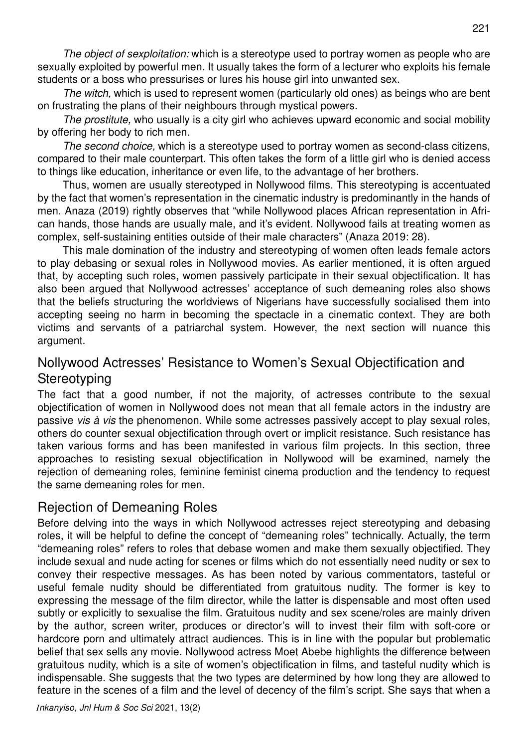*The object of sexploitation:* which is a stereotype used to portray women as people who are sexually exploited by powerful men. It usually takes the form of a lecturer who exploits his female students or a boss who pressurises or lures his house girl into unwanted sex.

*The witch,* which is used to represent women (particularly old ones) as beings who are bent on frustrating the plans of their neighbours through mystical powers.

*The prostitute,* who usually is a city girl who achieves upward economic and social mobility by offering her body to rich men.

*The second choice,* which is a stereotype used to portray women as second-class citizens, compared to their male counterpart. This often takes the form of a little girl who is denied access to things like education, inheritance or even life, to the advantage of her brothers.

Thus, women are usually stereotyped in Nollywood films. This stereotyping is accentuated by the fact that women's representation in the cinematic industry is predominantly in the hands of men. Anaza (2019) rightly observes that "while Nollywood places African representation in African hands, those hands are usually male, and it's evident. Nollywood fails at treating women as complex, self-sustaining entities outside of their male characters" (Anaza 2019: 28).

This male domination of the industry and stereotyping of women often leads female actors to play debasing or sexual roles in Nollywood movies. As earlier mentioned, it is often argued that, by accepting such roles, women passively participate in their sexual objectification. It has also been argued that Nollywood actresses' acceptance of such demeaning roles also shows that the beliefs structuring the worldviews of Nigerians have successfully socialised them into accepting seeing no harm in becoming the spectacle in a cinematic context. They are both victims and servants of a patriarchal system. However, the next section will nuance this argument.

## Nollywood Actresses' Resistance to Women's Sexual Objectification and Stereotyping

The fact that a good number, if not the majority, of actresses contribute to the sexual objectification of women in Nollywood does not mean that all female actors in the industry are passive *vis à vis* the phenomenon. While some actresses passively accept to play sexual roles, others do counter sexual objectification through overt or implicit resistance. Such resistance has taken various forms and has been manifested in various film projects. In this section, three approaches to resisting sexual objectification in Nollywood will be examined, namely the rejection of demeaning roles, feminine feminist cinema production and the tendency to request the same demeaning roles for men.

## Rejection of Demeaning Roles

Before delving into the ways in which Nollywood actresses reject stereotyping and debasing roles, it will be helpful to define the concept of "demeaning roles" technically. Actually, the term "demeaning roles" refers to roles that debase women and make them sexually objectified. They include sexual and nude acting for scenes or films which do not essentially need nudity or sex to convey their respective messages. As has been noted by various commentators, tasteful or useful female nudity should be differentiated from gratuitous nudity. The former is key to expressing the message of the film director, while the latter is dispensable and most often used subtly or explicitly to sexualise the film. Gratuitous nudity and sex scene/roles are mainly driven by the author, screen writer, produces or director's will to invest their film with soft-core or hardcore porn and ultimately attract audiences. This is in line with the popular but problematic belief that sex sells any movie. Nollywood actress Moet Abebe highlights the difference between gratuitous nudity, which is a site of women's objectification in films, and tasteful nudity which is indispensable. She suggests that the two types are determined by how long they are allowed to feature in the scenes of a film and the level of decency of the film's script. She says that when a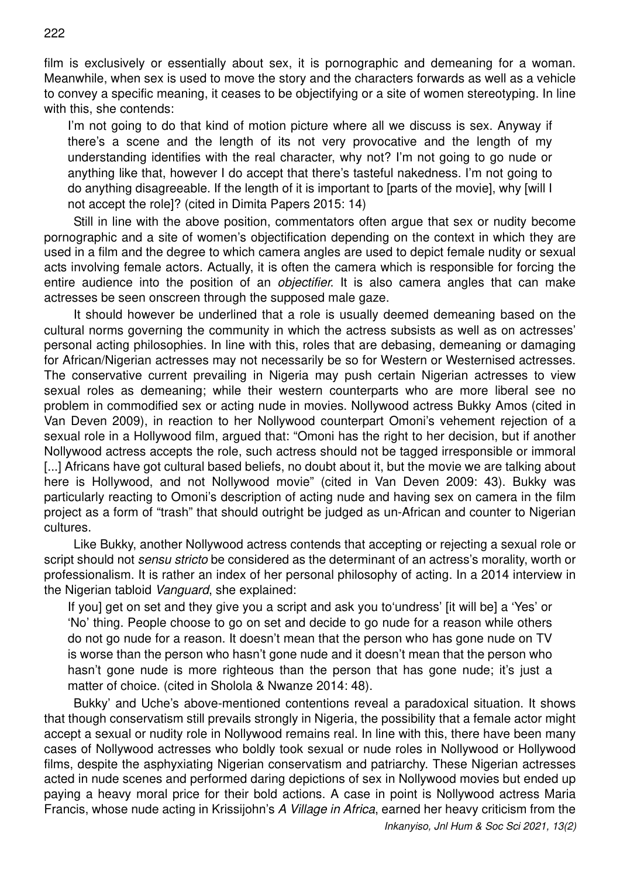film is exclusively or essentially about sex, it is pornographic and demeaning for a woman. Meanwhile, when sex is used to move the story and the characters forwards as well as a vehicle to convey a specific meaning, it ceases to be objectifying or a site of women stereotyping. In line with this, she contends:

> I'm not going to do that kind of motion picture where all we discuss is sex. Anyway if there's a scene and the length of its not very provocative and the length of my understanding identifies with the real character, why not? I'm not going to go nude or anything like that, however I do accept that there's tasteful nakedness. I'm not going to do anything disagreeable. If the length of it is important to [parts of the movie], why [will I not accept the role]? (cited in Dimita Papers 2015: 14)

Still in line with the above position, commentators often argue that sex or nudity become pornographic and a site of women's objectification depending on the context in which they are used in a film and the degree to which camera angles are used to depict female nudity or sexual acts involving female actors. Actually, it is often the camera which is responsible for forcing the entire audience into the position of an *objectifier*. It is also camera angles that can make actresses be seen onscreen through the supposed male gaze.

It should however be underlined that a role is usually deemed demeaning based on the cultural norms governing the community in which the actress subsists as well as on actresses' personal acting philosophies. In line with this, roles that are debasing, demeaning or damaging for African/Nigerian actresses may not necessarily be so for Western or Westernised actresses. The conservative current prevailing in Nigeria may push certain Nigerian actresses to view sexual roles as demeaning; while their western counterparts who are more liberal see no problem in commodified sex or acting nude in movies. Nollywood actress Bukky Amos (cited in Van Deven 2009), in reaction to her Nollywood counterpart Omoni's vehement rejection of a sexual role in a Hollywood film, argued that: "Omoni has the right to her decision, but if another Nollywood actress accepts the role, such actress should not be tagged irresponsible or immoral [...] Africans have got cultural based beliefs, no doubt about it, but the movie we are talking about here is Hollywood, and not Nollywood movie" (cited in Van Deven 2009: 43). Bukky was particularly reacting to Omoni's description of acting nude and having sex on camera in the film project as a form of "trash" that should outright be judged as un-African and counter to Nigerian cultures.

Like Bukky, another Nollywood actress contends that accepting or rejecting a sexual role or script should not *sensu stricto* be considered as the determinant of an actress's morality, worth or professionalism. It is rather an index of her personal philosophy of acting. In a 2014 interview in the Nigerian tabloid *Vanguard*, she explained:

> If you] get on set and they give you a script and ask you to'undress' [it will be] a 'Yes' or 'No' thing. People choose to go on set and decide to go nude for a reason while others do not go nude for a reason. It doesn't mean that the person who has gone nude on TV is worse than the person who hasn't gone nude and it doesn't mean that the person who hasn't gone nude is more righteous than the person that has gone nude; it's just a matter of choice. (cited in Sholola & Nwanze 2014: 48).

Bukky' and Uche's above-mentioned contentions reveal a paradoxical situation. It shows that though conservatism still prevails strongly in Nigeria, the possibility that a female actor might accept a sexual or nudity role in Nollywood remains real. In line with this, there have been many cases of Nollywood actresses who boldly took sexual or nude roles in Nollywood or Hollywood films, despite the asphyxiating Nigerian conservatism and patriarchy. These Nigerian actresses acted in nude scenes and performed daring depictions of sex in Nollywood movies but ended up paying a heavy moral price for their bold actions. A case in point is Nollywood actress Maria Francis, whose nude acting in Krissijohn's *A Village in Africa*, earned her heavy criticism from the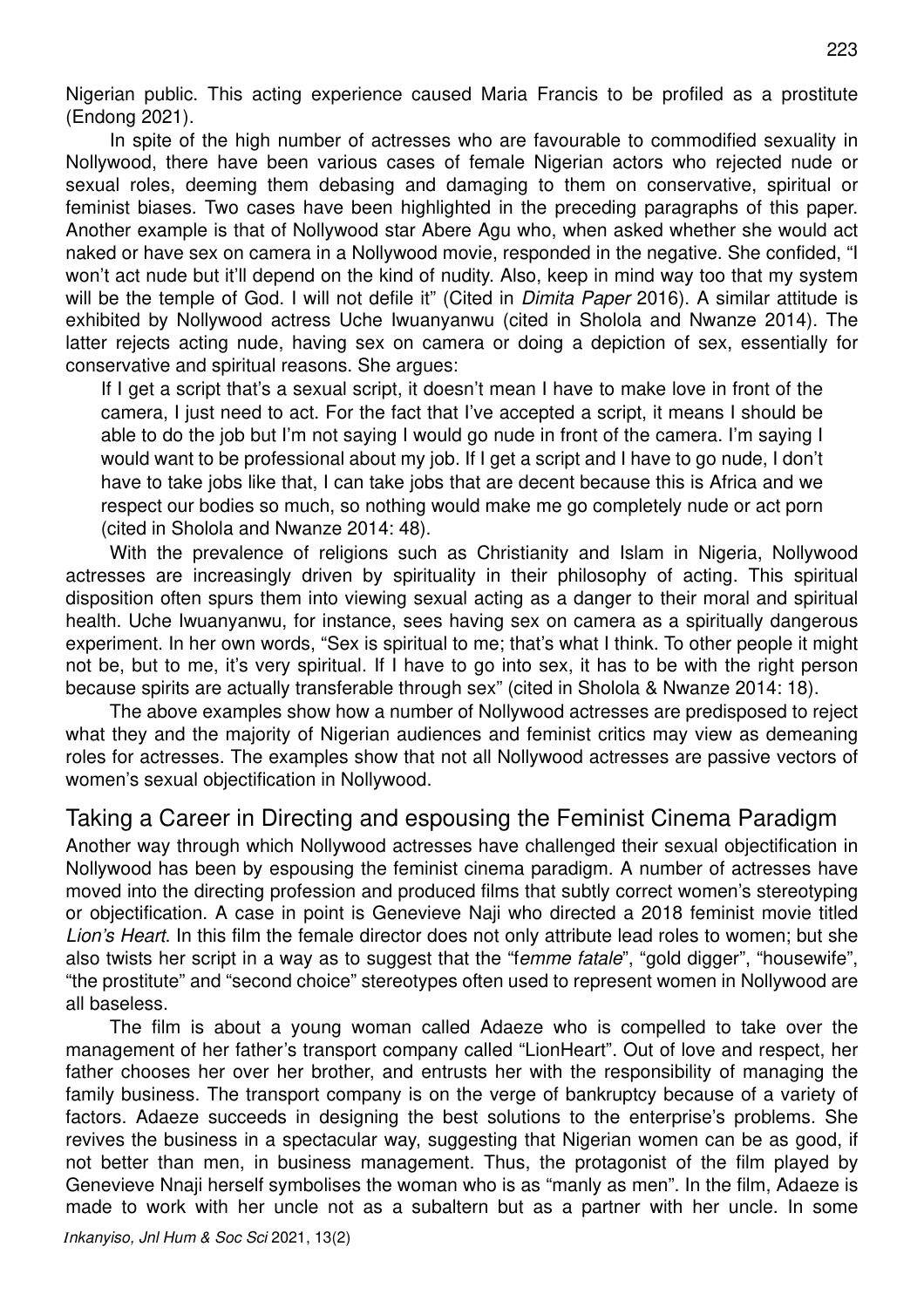Nigerian public. This acting experience caused Maria Francis to be profiled as a prostitute (Endong 2021).

In spite of the high number of actresses who are favourable to commodified sexuality in Nollywood, there have been various cases of female Nigerian actors who rejected nude or sexual roles, deeming them debasing and damaging to them on conservative, spiritual or feminist biases. Two cases have been highlighted in the preceding paragraphs of this paper. Another example is that of Nollywood star Abere Agu who, when asked whether she would act naked or have sex on camera in a Nollywood movie, responded in the negative. She confided, "I won't act nude but it'll depend on the kind of nudity. Also, keep in mind way too that my system will be the temple of God. I will not defile it" (Cited in *Dimita Paper* 2016). A similar attitude is exhibited by Nollywood actress Uche Iwuanyanwu (cited in Sholola and Nwanze 2014). The latter rejects acting nude, having sex on camera or doing a depiction of sex, essentially for conservative and spiritual reasons. She argues:

> If I get a script that's a sexual script, it doesn't mean I have to make love in front of the camera, I just need to act. For the fact that I've accepted a script, it means I should be able to do the job but I'm not saying I would go nude in front of the camera. I'm saying I would want to be professional about my job. If I get a script and I have to go nude, I don't have to take jobs like that, I can take jobs that are decent because this is Africa and we respect our bodies so much, so nothing would make me go completely nude or act porn (cited in Sholola and Nwanze 2014: 48).

With the prevalence of religions such as Christianity and Islam in Nigeria, Nollywood actresses are increasingly driven by spirituality in their philosophy of acting. This spiritual disposition often spurs them into viewing sexual acting as a danger to their moral and spiritual health. Uche Iwuanyanwu, for instance, sees having sex on camera as a spiritually dangerous experiment. In her own words, "Sex is spiritual to me; that's what I think. To other people it might not be, but to me, it's very spiritual. If I have to go into sex, it has to be with the right person because spirits are actually transferable through sex" (cited in Sholola & Nwanze 2014: 18).

The above examples show how a number of Nollywood actresses are predisposed to reject what they and the majority of Nigerian audiences and feminist critics may view as demeaning roles for actresses. The examples show that not all Nollywood actresses are passive vectors of women's sexual objectification in Nollywood.

## Taking a Career in Directing and espousing the Feminist Cinema Paradigm

Another way through which Nollywood actresses have challenged their sexual objectification in Nollywood has been by espousing the feminist cinema paradigm. A number of actresses have moved into the directing profession and produced films that subtly correct women's stereotyping or objectification. A case in point is Genevieve Naji who directed a 2018 feminist movie titled *Lion's Heart*. In this film the female director does not only attribute lead roles to women; but she also twists her script in a way as to suggest that the "f*emme fatale*", "gold digger", "housewife", "the prostitute" and "second choice" stereotypes often used to represent women in Nollywood are all baseless.

The film is about a young woman called Adaeze who is compelled to take over the management of her father's transport company called "LionHeart". Out of love and respect, her father chooses her over her brother, and entrusts her with the responsibility of managing the family business. The transport company is on the verge of bankruptcy because of a variety of factors. Adaeze succeeds in designing the best solutions to the enterprise's problems. She revives the business in a spectacular way, suggesting that Nigerian women can be as good, if not better than men, in business management. Thus, the protagonist of the film played by Genevieve Nnaji herself symbolises the woman who is as "manly as men". In the film, Adaeze is made to work with her uncle not as a subaltern but as a partner with her uncle. In some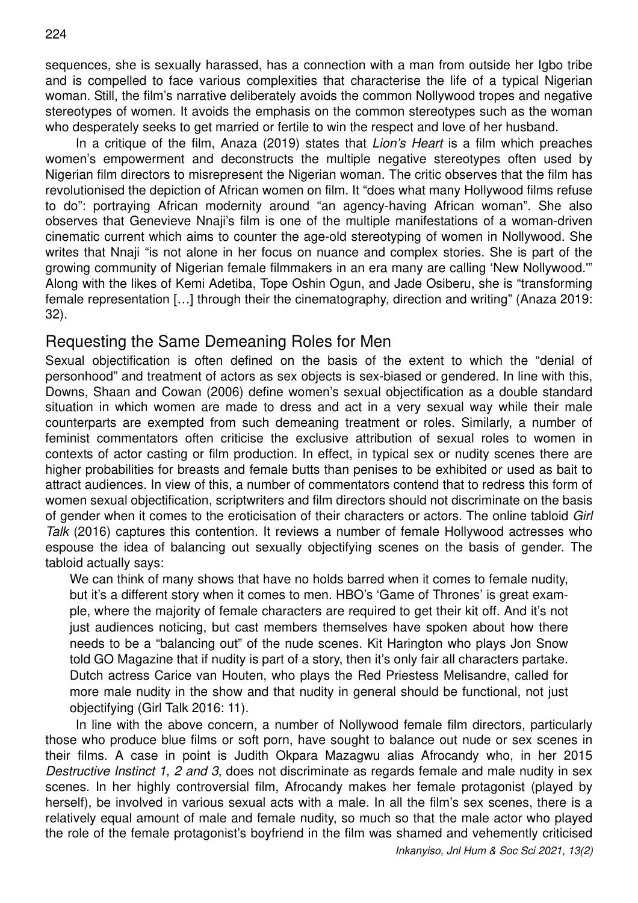sequences, she is sexually harassed, has a connection with a man from outside her Igbo tribe and is compelled to face various complexities that characterise the life of a typical Nigerian woman. Still, the film's narrative deliberately avoids the common Nollywood tropes and negative stereotypes of women. It avoids the emphasis on the common stereotypes such as the woman who desperately seeks to get married or fertile to win the respect and love of her husband.

In a critique of the film, Anaza (2019) states that *Lion's Heart* is a film which preaches women's empowerment and deconstructs the multiple negative stereotypes often used by Nigerian film directors to misrepresent the Nigerian woman. The critic observes that the film has revolutionised the depiction of African women on film. It "does what many Hollywood films refuse to do": portraying African modernity around "an agency-having African woman". She also observes that Genevieve Nnaji's film is one of the multiple manifestations of a woman-driven cinematic current which aims to counter the age-old stereotyping of women in Nollywood. She writes that Nnaji "is not alone in her focus on nuance and complex stories. She is part of the growing community of Nigerian female filmmakers in an era many are calling 'New Nollywood.'" Along with the likes of Kemi Adetiba, Tope Oshin Ogun, and Jade Osiberu, she is "transforming female representation […] through their the cinematography, direction and writing" (Anaza 2019: 32).

## Requesting the Same Demeaning Roles for Men

Sexual objectification is often defined on the basis of the extent to which the "denial of personhood" and treatment of actors as sex objects is sex-biased or gendered. In line with this, Downs, Shaan and Cowan (2006) define women's sexual objectification as a double standard situation in which women are made to dress and act in a very sexual way while their male counterparts are exempted from such demeaning treatment or roles. Similarly, a number of feminist commentators often criticise the exclusive attribution of sexual roles to women in contexts of actor casting or film production. In effect, in typical sex or nudity scenes there are higher probabilities for breasts and female butts than penises to be exhibited or used as bait to attract audiences. In view of this, a number of commentators contend that to redress this form of women sexual objectification, scriptwriters and film directors should not discriminate on the basis of gender when it comes to the eroticisation of their characters or actors. The online tabloid *Girl Talk* (2016) captures this contention. It reviews a number of female Hollywood actresses who espouse the idea of balancing out sexually objectifying scenes on the basis of gender. The tabloid actually says:

> We can think of many shows that have no holds barred when it comes to female nudity, but it's a different story when it comes to men. HBO's 'Game of Thrones' is great example, where the majority of female characters are required to get their kit off. And it's not just audiences noticing, but cast members themselves have spoken about how there needs to be a "balancing out" of the nude scenes. Kit Harington who plays Jon Snow told GO Magazine that if nudity is part of a story, then it's only fair all characters partake. Dutch actress Carice van Houten, who plays the Red Priestess Melisandre, called for more male nudity in the show and that nudity in general should be functional, not just objectifying (Girl Talk 2016: 11).

In line with the above concern, a number of Nollywood female film directors, particularly those who produce blue films or soft porn, have sought to balance out nude or sex scenes in their films. A case in point is Judith Okpara Mazagwu alias Afrocandy who, in her 2015 *Destructive Instinct 1, 2 and 3*, does not discriminate as regards female and male nudity in sex scenes. In her highly controversial film, Afrocandy makes her female protagonist (played by herself), be involved in various sexual acts with a male. In all the film's sex scenes, there is a relatively equal amount of male and female nudity, so much so that the male actor who played the role of the female protagonist's boyfriend in the film was shamed and vehemently criticised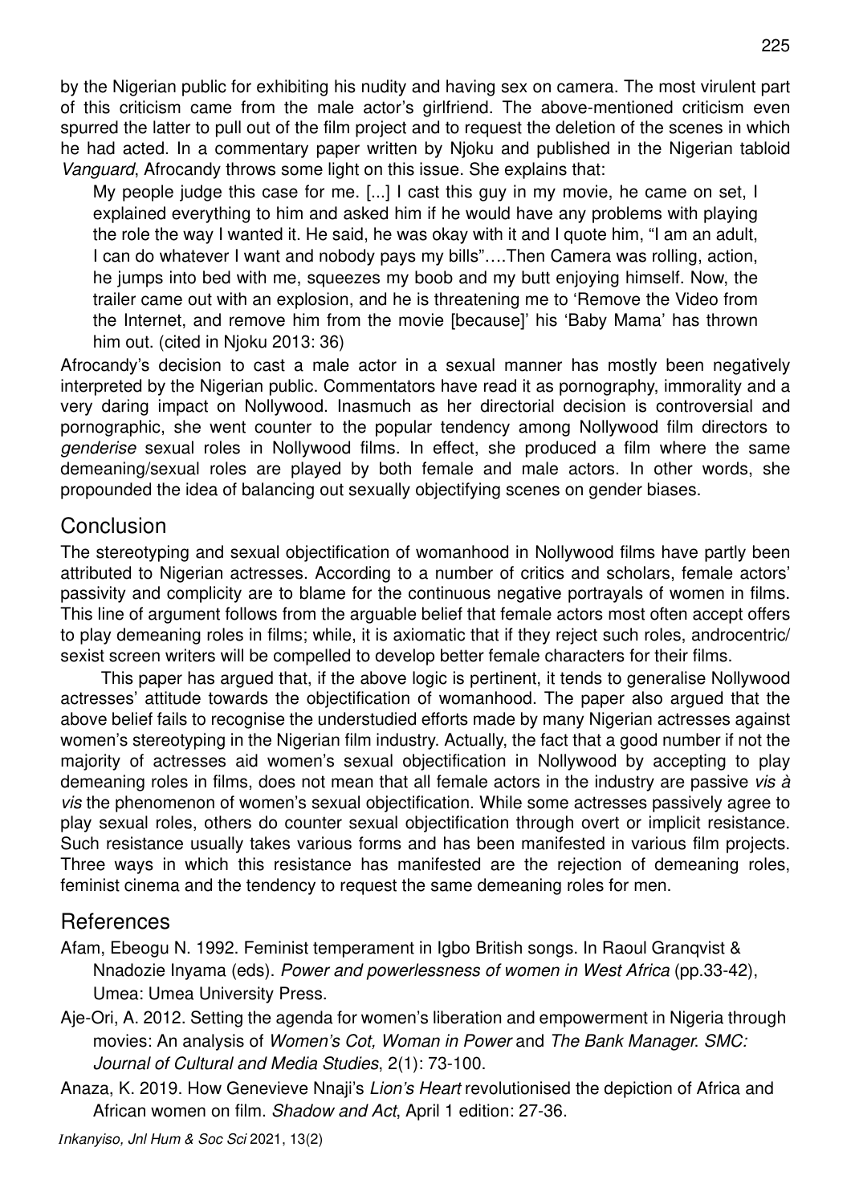by the Nigerian public for exhibiting his nudity and having sex on camera. The most virulent part of this criticism came from the male actor's girlfriend. The above-mentioned criticism even spurred the latter to pull out of the film project and to request the deletion of the scenes in which he had acted. In a commentary paper written by Njoku and published in the Nigerian tabloid *Vanguard*, Afrocandy throws some light on this issue. She explains that:

> My people judge this case for me. [...] I cast this guy in my movie, he came on set, I explained everything to him and asked him if he would have any problems with playing the role the way I wanted it. He said, he was okay with it and I quote him, "I am an adult, I can do whatever I want and nobody pays my bills"….Then Camera was rolling, action, he jumps into bed with me, squeezes my boob and my butt enjoying himself. Now, the trailer came out with an explosion, and he is threatening me to 'Remove the Video from the Internet, and remove him from the movie [because]' his 'Baby Mama' has thrown him out. (cited in Njoku 2013: 36)

Afrocandy's decision to cast a male actor in a sexual manner has mostly been negatively interpreted by the Nigerian public. Commentators have read it as pornography, immorality and a very daring impact on Nollywood. Inasmuch as her directorial decision is controversial and pornographic, she went counter to the popular tendency among Nollywood film directors to *genderise* sexual roles in Nollywood films. In effect, she produced a film where the same demeaning/sexual roles are played by both female and male actors. In other words, she propounded the idea of balancing out sexually objectifying scenes on gender biases.

## Conclusion

The stereotyping and sexual objectification of womanhood in Nollywood films have partly been attributed to Nigerian actresses. According to a number of critics and scholars, female actors' passivity and complicity are to blame for the continuous negative portrayals of women in films. This line of argument follows from the arguable belief that female actors most often accept offers to play demeaning roles in films; while, it is axiomatic that if they reject such roles, androcentric/ sexist screen writers will be compelled to develop better female characters for their films.

This paper has argued that, if the above logic is pertinent, it tends to generalise Nollywood actresses' attitude towards the objectification of womanhood. The paper also argued that the above belief fails to recognise the understudied efforts made by many Nigerian actresses against women's stereotyping in the Nigerian film industry. Actually, the fact that a good number if not the majority of actresses aid women's sexual objectification in Nollywood by accepting to play demeaning roles in films, does not mean that all female actors in the industry are passive *vis à vis* the phenomenon of women's sexual objectification. While some actresses passively agree to play sexual roles, others do counter sexual objectification through overt or implicit resistance. Such resistance usually takes various forms and has been manifested in various film projects. Three ways in which this resistance has manifested are the rejection of demeaning roles, feminist cinema and the tendency to request the same demeaning roles for men.

## References

Afam, Ebeogu N. 1992. Feminist temperament in Igbo British songs. In Raoul Granqvist & Nnadozie Inyama (eds). *Power and powerlessness of women in West Africa* (pp.33-42), Umea: Umea University Press.

Aje-Ori, A. 2012. Setting the agenda for women's liberation and empowerment in Nigeria through movies: An analysis of *Women's Cot, Woman in Power* and *The Bank Manager*. *SMC: Journal of Cultural and Media Studies*, 2(1): 73-100.

Anaza, K. 2019. How Genevieve Nnaji's *Lion's Heart* revolutionised the depiction of Africa and African women on film. *Shadow and Act*, April 1 edition: 27-36.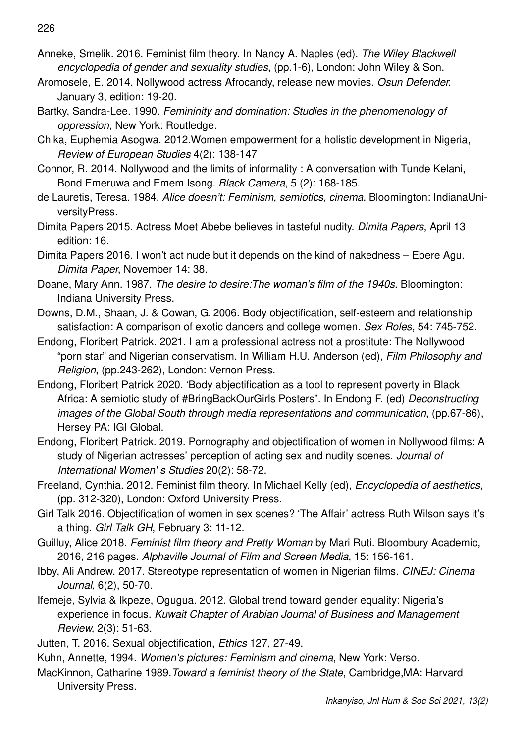Anneke, Smelik. 2016. Feminist film theory. In Nancy A. Naples (ed). *The Wiley Blackwell encyclopedia of gender and sexuality studies*, (pp.1-6), London: John Wiley & Son.

Aromosele, E. 2014. Nollywood actress Afrocandy, release new movies. *Osun Defender*. January 3, edition: 19-20.

Bartky, Sandra-Lee. 1990. *Femininity and domination: Studies in the phenomenology of oppression*, New York: Routledge.

Chika, Euphemia Asogwa. 2012.Women empowerment for a holistic development in Nigeria, *Review of European Studies* 4(2): 138-147

Connor, R. 2014. Nollywood and the limits of informality : A conversation with Tunde Kelani, Bond Emeruwa and Emem Isong. *Black Camera*, 5 (2): 168-185.

de Lauretis, Teresa. 1984. *Alice doesn't: Feminism, semiotics, cinema*. Bloomington: IndianaUniversityPress.

Dimita Papers 2015. Actress Moet Abebe believes in tasteful nudity. *Dimita Papers*, April 13 edition: 16.

Dimita Papers 2016. I won't act nude but it depends on the kind of nakedness – Ebere Agu. *Dimita Paper*, November 14: 38.

Doane, Mary Ann. 1987. *The desire to desire:The woman's film of the 1940s*. Bloomington: Indiana University Press.

Downs, D.M., Shaan, J. & Cowan, G. 2006. Body objectification, self-esteem and relationship satisfaction: A comparison of exotic dancers and college women. *Sex Roles*, 54: 745-752.

Endong, Floribert Patrick. 2021. I am a professional actress not a prostitute: The Nollywood "porn star" and Nigerian conservatism. In William H.U. Anderson (ed), *Film Philosophy and Religion*, (pp.243-262), London: Vernon Press.

Endong, Floribert Patrick 2020. 'Body abjectification as a tool to represent poverty in Black Africa: A semiotic study of #BringBackOurGirls Posters". In Endong F. (ed) *Deconstructing images of the Global South through media representations and communication*, (pp.67-86), Hersey PA: IGI Global.

Endong, Floribert Patrick. 2019. Pornography and objectification of women in Nollywood films: A study of Nigerian actresses' perception of acting sex and nudity scenes. *Journal of International Women' s Studies* 20(2): 58-72.

Freeland, Cynthia. 2012. Feminist film theory. In Michael Kelly (ed), *Encyclopedia of aesthetics*, (pp. 312-320), London: Oxford University Press.

Girl Talk 2016. Objectification of women in sex scenes? 'The Affair' actress Ruth Wilson says it's a thing. *Girl Talk GH*, February 3: 11-12.

Guilluy, Alice 2018. *Feminist film theory and Pretty Woman* by Mari Ruti. Bloombury Academic, 2016, 216 pages. *Alphaville Journal of Film and Screen Media*, 15: 156-161.

Ibby, Ali Andrew. 2017. Stereotype representation of women in Nigerian films. *CINEJ: Cinema Journal*, 6(2), 50-70.

Ifemeje, Sylvia & Ikpeze, Ogugua. 2012. Global trend toward gender equality: Nigeria's experience in focus. *Kuwait Chapter of Arabian Journal of Business and Management Review,* 2(3): 51-63.

Jutten, T. 2016. Sexual objectification, *Ethics* 127, 27-49.

Kuhn, Annette, 1994. *Women's pictures: Feminism and cinema*, New York: Verso.

MacKinnon, Catharine 1989.*Toward a feminist theory of the State*, Cambridge,MA: Harvard University Press.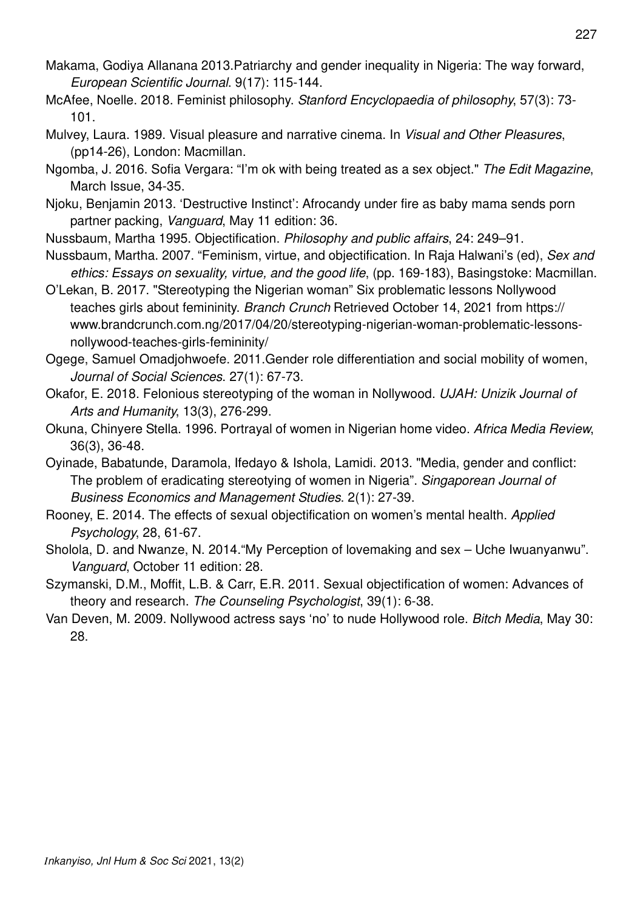Makama, Godiya Allanana 2013.Patriarchy and gender inequality in Nigeria: The way forward, *European Scientific Journal*. 9(17): 115-144.

McAfee, Noelle. 2018. Feminist philosophy. *Stanford Encyclopaedia of philosophy*, 57(3): 73-101.

Mulvey, Laura. 1989. Visual pleasure and narrative cinema. In *Visual and Other Pleasures*, (pp14-26), London: Macmillan.

Ngomba, J. 2016. Sofia Vergara: "I'm ok with being treated as a sex object." *The Edit Magazine*, March Issue, 34-35.

Njoku, Benjamin 2013. 'Destructive Instinct': Afrocandy under fire as baby mama sends porn partner packing, *Vanguard*, May 11 edition: 36.

Nussbaum, Martha 1995. Objectification. *Philosophy and public affairs*, 24: 249–91.

Nussbaum, Martha. 2007. "Feminism, virtue, and objectification. In Raja Halwani's (ed), *Sex and ethics: Essays on sexuality, virtue, and the good life*, (pp. 169-183), Basingstoke: Macmillan.

O'Lekan, B. 2017. "Stereotyping the Nigerian woman" Six problematic lessons Nollywood teaches girls about femininity. *Branch Crunch* Retrieved October 14, 2021 from https://www.brandcrunch.com.ng/2017/04/20/stereotyping-nigerian-woman-problematic-lessons-nollywood-teaches-girls-femininity/

Ogege, Samuel Omadjohwoefe. 2011.Gender role differentiation and social mobility of women, *Journal of Social Sciences*. 27(1): 67-73.

Okafor, E. 2018. Felonious stereotyping of the woman in Nollywood. *UJAH: Unizik Journal of Arts and Humanity*, 13(3), 276-299.

Okuna, Chinyere Stella. 1996. Portrayal of women in Nigerian home video. *Africa Media Review*, 36(3), 36-48.

Oyinade, Babatunde, Daramola, Ifedayo & Ishola, Lamidi. 2013. "Media, gender and conflict: The problem of eradicating stereotying of women in Nigeria". *Singaporean Journal of Business Economics and Management Studies*. 2(1): 27-39.

Rooney, E. 2014. The effects of sexual objectification on women's mental health. *Applied Psychology*, 28, 61-67.

Sholola, D. and Nwanze, N. 2014."My Perception of lovemaking and sex – Uche Iwuanyanwu". *Vanguard*, October 11 edition: 28.

Szymanski, D.M., Moffit, L.B. & Carr, E.R. 2011. Sexual objectification of women: Advances of theory and research. *The Counseling Psychologist*, 39(1): 6-38.

Van Deven, M. 2009. Nollywood actress says 'no' to nude Hollywood role. *Bitch Media*, May 30: 28.